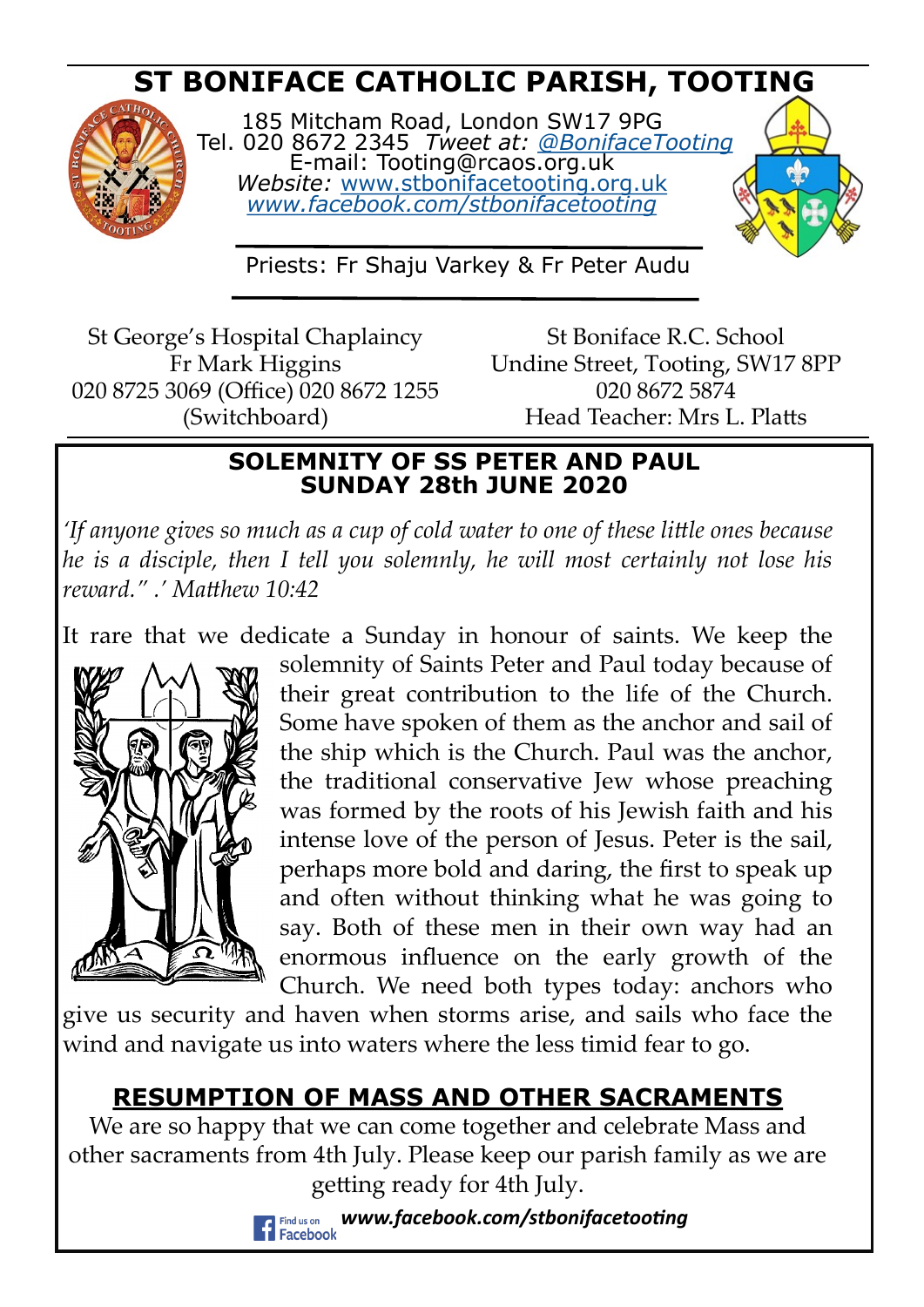# ST BONIFACE CATHOLIC PARISH, TOOTING

185 Mitcham Road, London SW17 9PG
Tel. 020 8672 2345 *Tweet at: @BonifaceTooting*
E-mail: Tooting@rcaos.org.uk
*Website:* www.stbonifacetooting.org.uk
*www.facebook.com/stbonifacetooting*

Priests: Fr Shaju Varkey & Fr Peter Audu

St George's Hospital Chaplaincy
Fr Mark Higgins
020 8725 3069 (Office) 020 8672 1255 (Switchboard)

St Boniface R.C. School
Undine Street, Tooting, SW17 8PP
020 8672 5874
Head Teacher: Mrs L. Platts

## SOLEMNITY OF SS PETER AND PAUL
## SUNDAY 28th JUNE 2020

*'If anyone gives so much as a cup of cold water to one of these little ones because he is a disciple, then I tell you solemnly, he will most certainly not lose his reward." .' Matthew 10:42*

It rare that we dedicate a Sunday in honour of saints. We keep the solemnity of Saints Peter and Paul today because of their great contribution to the life of the Church. Some have spoken of them as the anchor and sail of the ship which is the Church. Paul was the anchor, the traditional conservative Jew whose preaching was formed by the roots of his Jewish faith and his intense love of the person of Jesus. Peter is the sail, perhaps more bold and daring, the first to speak up and often without thinking what he was going to say. Both of these men in their own way had an enormous influence on the early growth of the Church. We need both types today: anchors who give us security and haven when storms arise, and sails who face the wind and navigate us into waters where the less timid fear to go.

## RESUMPTION OF MASS AND OTHER SACRAMENTS

We are so happy that we can come together and celebrate Mass and other sacraments from 4th July. Please keep our parish family as we are getting ready for 4th July.

Find us on Facebook ***www.facebook.com/stbonifacetooting***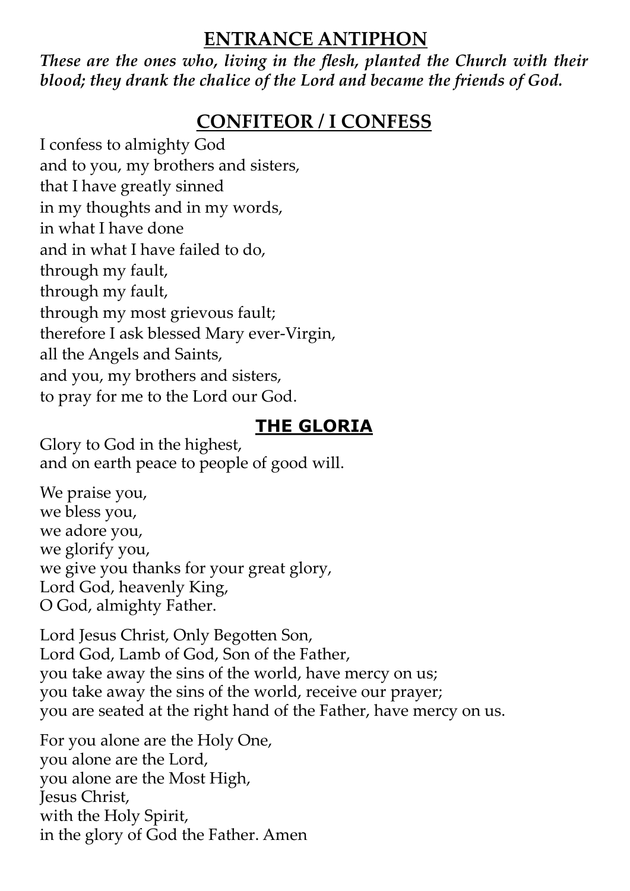## ENTRANCE ANTIPHON

***These are the ones who, living in the flesh, planted the Church with their blood; they drank the chalice of the Lord and became the friends of God.***

## CONFITEOR / I CONFESS

I confess to almighty God  
and to you, my brothers and sisters,  
that I have greatly sinned  
in my thoughts and in my words,  
in what I have done  
and in what I have failed to do,  
through my fault,  
through my fault,  
through my most grievous fault;  
therefore I ask blessed Mary ever-Virgin,  
all the Angels and Saints,  
and you, my brothers and sisters,  
to pray for me to the Lord our God.

## THE GLORIA

Glory to God in the highest,  
and on earth peace to people of good will.

We praise you,  
we bless you,  
we adore you,  
we glorify you,  
we give you thanks for your great glory,  
Lord God, heavenly King,  
O God, almighty Father.

Lord Jesus Christ, Only Begotten Son,  
Lord God, Lamb of God, Son of the Father,  
you take away the sins of the world, have mercy on us;  
you take away the sins of the world, receive our prayer;  
you are seated at the right hand of the Father, have mercy on us.

For you alone are the Holy One,  
you alone are the Lord,  
you alone are the Most High,  
Jesus Christ,  
with the Holy Spirit,  
in the glory of God the Father. Amen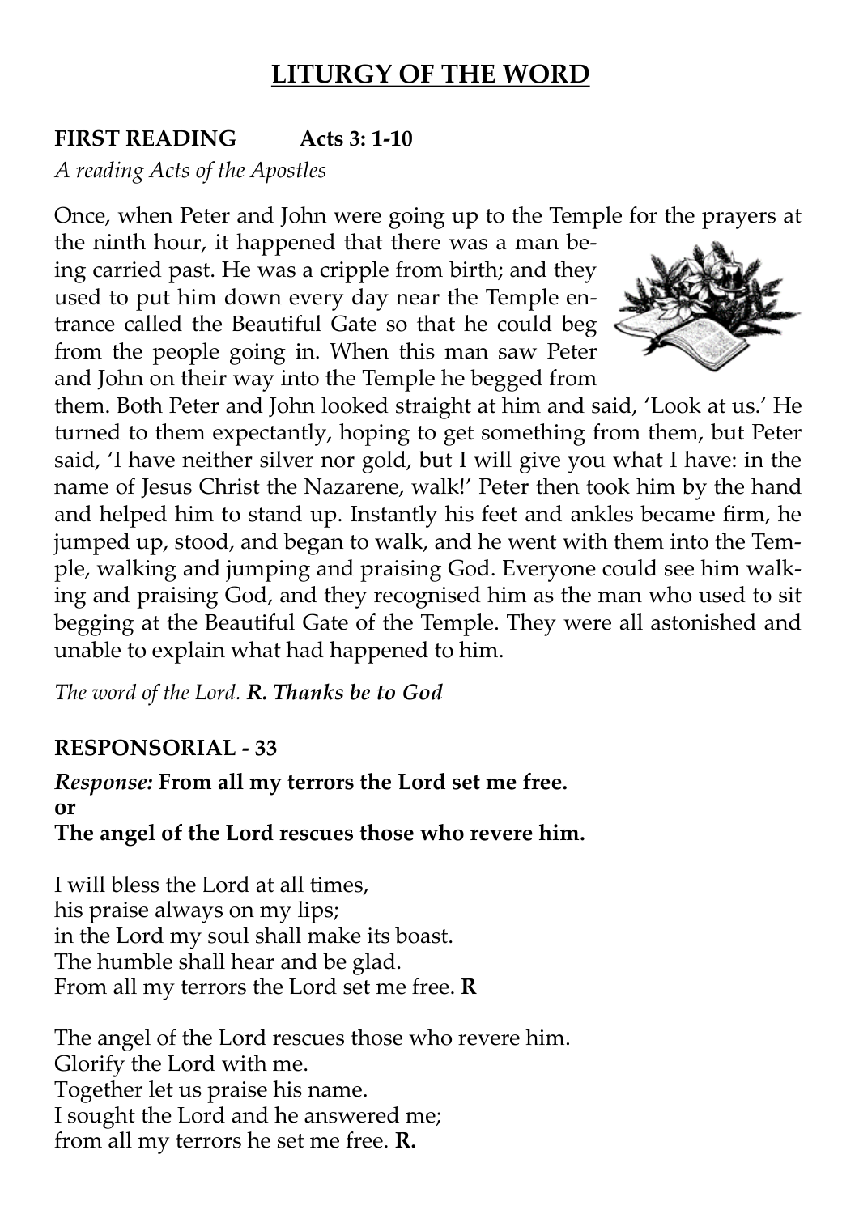# LITURGY OF THE WORD

**FIRST READING Acts 3: 1-10**

*A reading Acts of the Apostles*

Once, when Peter and John were going up to the Temple for the prayers at the ninth hour, it happened that there was a man being carried past. He was a cripple from birth; and they used to put him down every day near the Temple entrance called the Beautiful Gate so that he could beg from the people going in. When this man saw Peter and John on their way into the Temple he begged from them. Both Peter and John looked straight at him and said, 'Look at us.' He turned to them expectantly, hoping to get something from them, but Peter said, 'I have neither silver nor gold, but I will give you what I have: in the name of Jesus Christ the Nazarene, walk!' Peter then took him by the hand and helped him to stand up. Instantly his feet and ankles became firm, he jumped up, stood, and began to walk, and he went with them into the Temple, walking and jumping and praising God. Everyone could see him walking and praising God, and they recognised him as the man who used to sit begging at the Beautiful Gate of the Temple. They were all astonished and unable to explain what had happened to him.

*The word of the Lord.* ***R. Thanks be to God***

**RESPONSORIAL - 33**

*Response:* **From all my terrors the Lord set me free.**
**or**
**The angel of the Lord rescues those who revere him.**

I will bless the Lord at all times,
his praise always on my lips;
in the Lord my soul shall make its boast.
The humble shall hear and be glad.
From all my terrors the Lord set me free. **R**

The angel of the Lord rescues those who revere him.
Glorify the Lord with me.
Together let us praise his name.
I sought the Lord and he answered me;
from all my terrors he set me free. **R.**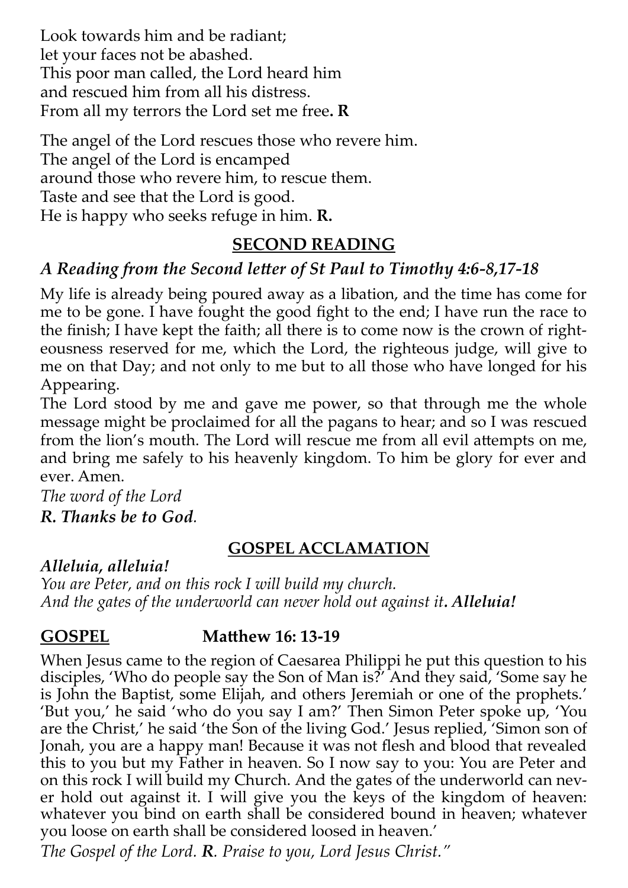Look towards him and be radiant;
let your faces not be abashed.
This poor man called, the Lord heard him
and rescued him from all his distress.
From all my terrors the Lord set me free**. R**

The angel of the Lord rescues those who revere him.
The angel of the Lord is encamped
around those who revere him, to rescue them.
Taste and see that the Lord is good.
He is happy who seeks refuge in him. **R.**

## SECOND READING

***A Reading from the Second letter of St Paul to Timothy 4:6-8,17-18***

My life is already being poured away as a libation, and the time has come for me to be gone. I have fought the good fight to the end; I have run the race to the finish; I have kept the faith; all there is to come now is the crown of righteousness reserved for me, which the Lord, the righteous judge, will give to me on that Day; and not only to me but to all those who have longed for his Appearing.
The Lord stood by me and gave me power, so that through me the whole message might be proclaimed for all the pagans to hear; and so I was rescued from the lion's mouth. The Lord will rescue me from all evil attempts on me, and bring me safely to his heavenly kingdom. To him be glory for ever and ever. Amen.
*The word of the Lord*
***R. Thanks be to God.***

## GOSPEL ACCLAMATION

***Alleluia, alleluia!***
*You are Peter, and on this rock I will build my church.*
*And the gates of the underworld can never hold out against it****. Alleluia!***

## GOSPEL **Matthew 16: 13-19**

When Jesus came to the region of Caesarea Philippi he put this question to his disciples, 'Who do people say the Son of Man is?' And they said, 'Some say he is John the Baptist, some Elijah, and others Jeremiah or one of the prophets.' 'But you,' he said 'who do you say I am?' Then Simon Peter spoke up, 'You are the Christ,' he said 'the Son of the living God.' Jesus replied, 'Simon son of Jonah, you are a happy man! Because it was not flesh and blood that revealed this to you but my Father in heaven. So I now say to you: You are Peter and on this rock I will build my Church. And the gates of the underworld can never hold out against it. I will give you the keys of the kingdom of heaven: whatever you bind on earth shall be considered bound in heaven; whatever you loose on earth shall be considered loosed in heaven.'
*The Gospel of the Lord.* ***R****. Praise to you, Lord Jesus Christ."*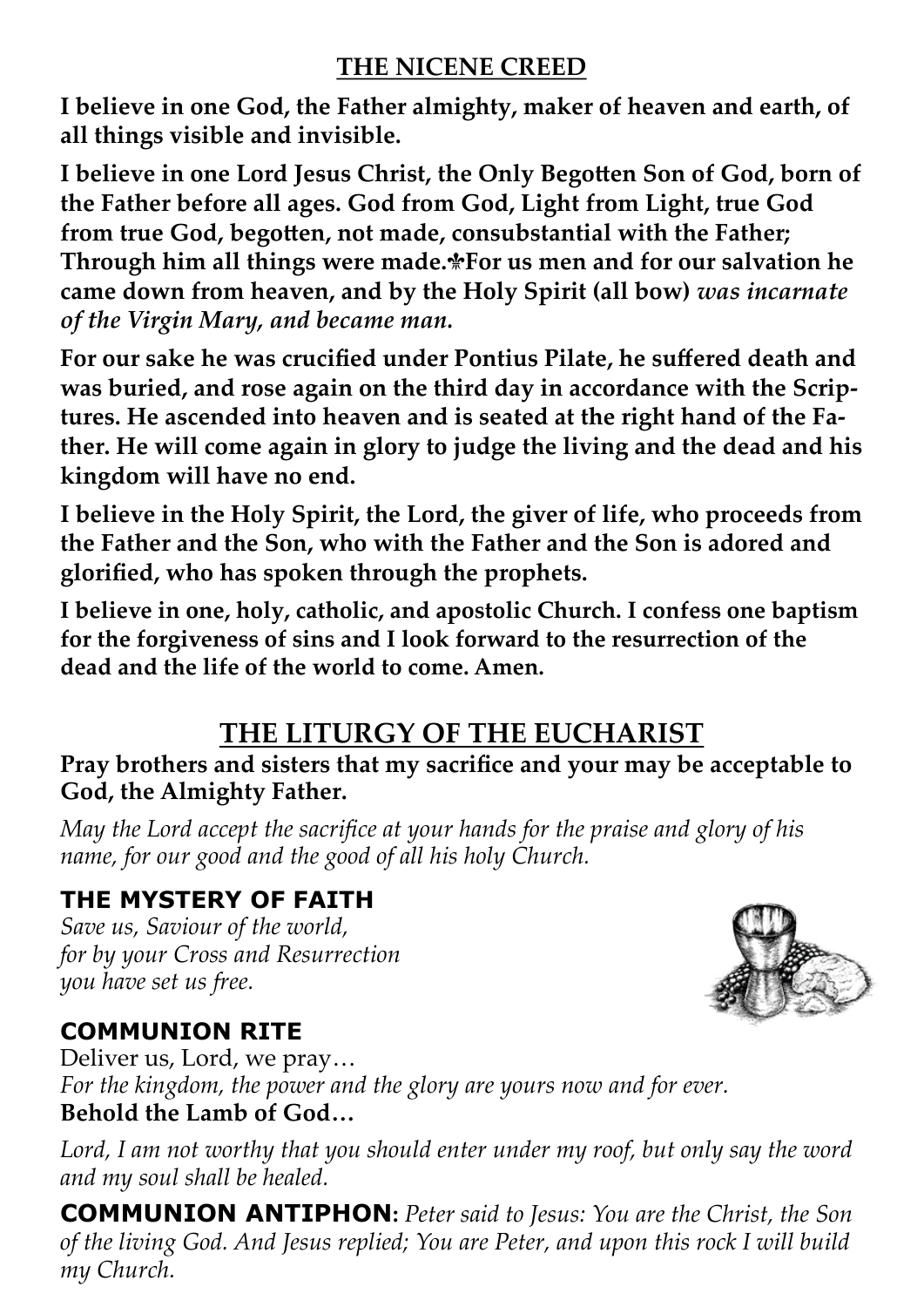## THE NICENE CREED

**I believe in one God, the Father almighty, maker of heaven and earth, of all things visible and invisible.**

**I believe in one Lord Jesus Christ, the Only Begotten Son of God, born of the Father before all ages. God from God, Light from Light, true God from true God, begotten, not made, consubstantial with the Father; Through him all things were made.⚜For us men and for our salvation he came down from heaven, and by the Holy Spirit (all bow)** ***was incarnate of the Virgin Mary, and became man.***

**For our sake he was crucified under Pontius Pilate, he suffered death and was buried, and rose again on the third day in accordance with the Scriptures. He ascended into heaven and is seated at the right hand of the Father. He will come again in glory to judge the living and the dead and his kingdom will have no end.**

**I believe in the Holy Spirit, the Lord, the giver of life, who proceeds from the Father and the Son, who with the Father and the Son is adored and glorified, who has spoken through the prophets.**

**I believe in one, holy, catholic, and apostolic Church. I confess one baptism for the forgiveness of sins and I look forward to the resurrection of the dead and the life of the world to come. Amen.**

# THE LITURGY OF THE EUCHARIST

**Pray brothers and sisters that my sacrifice and your may be acceptable to God, the Almighty Father.**

*May the Lord accept the sacrifice at your hands for the praise and glory of his name, for our good and the good of all his holy Church.*

### THE MYSTERY OF FAITH

*Save us, Saviour of the world,*
*for by your Cross and Resurrection*
*you have set us free.*

### COMMUNION RITE

Deliver us, Lord, we pray…
*For the kingdom, the power and the glory are yours now and for ever.*
**Behold the Lamb of God…**

*Lord, I am not worthy that you should enter under my roof, but only say the word and my soul shall be healed.*

**COMMUNION ANTIPHON:** *Peter said to Jesus: You are the Christ, the Son of the living God. And Jesus replied; You are Peter, and upon this rock I will build my Church.*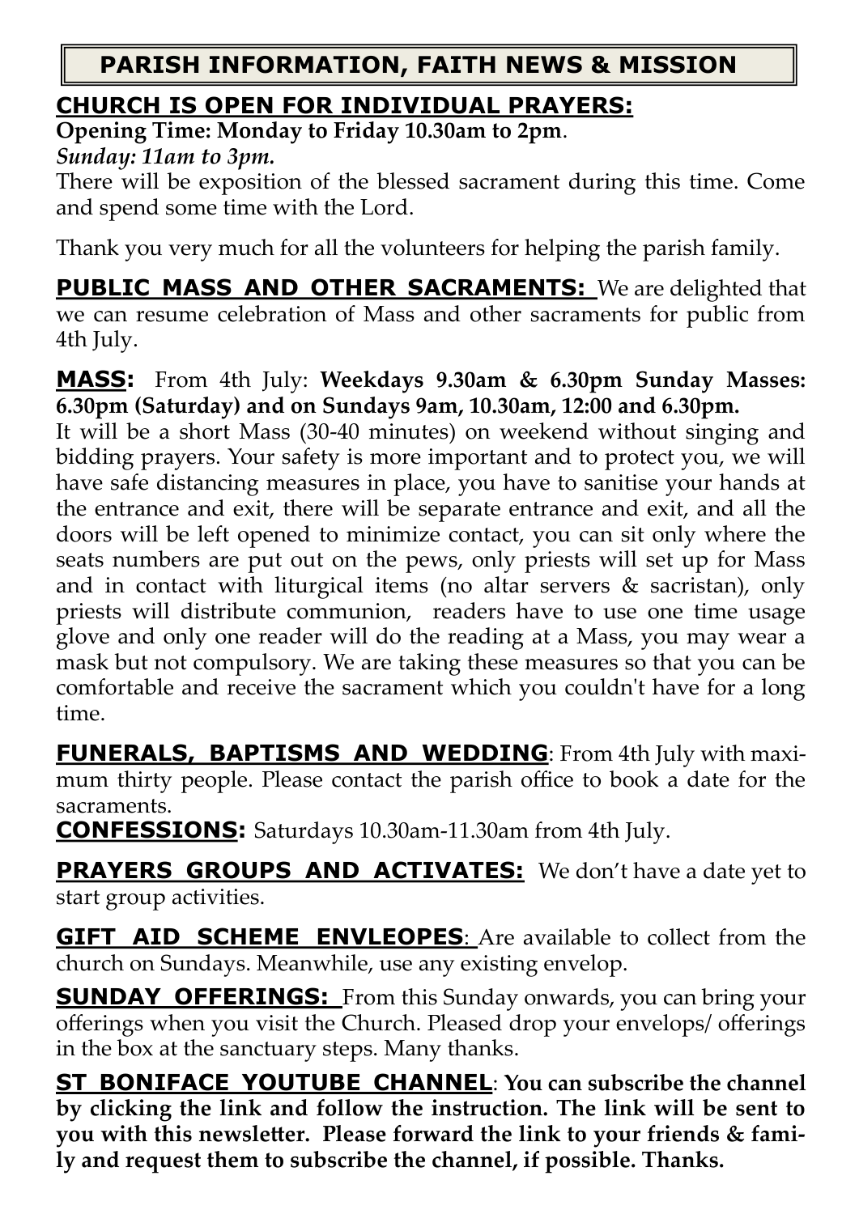# PARISH INFORMATION, FAITH NEWS & MISSION

## CHURCH IS OPEN FOR INDIVIDUAL PRAYERS:

**Opening Time: Monday to Friday 10.30am to 2pm**.

***Sunday: 11am to 3pm.***

There will be exposition of the blessed sacrament during this time. Come and spend some time with the Lord.

Thank you very much for all the volunteers for helping the parish family.

**PUBLIC MASS AND OTHER SACRAMENTS:** We are delighted that we can resume celebration of Mass and other sacraments for public from 4th July.

**MASS:** From 4th July: **Weekdays 9.30am & 6.30pm Sunday Masses: 6.30pm (Saturday) and on Sundays 9am, 10.30am, 12:00 and 6.30pm.**

It will be a short Mass (30-40 minutes) on weekend without singing and bidding prayers. Your safety is more important and to protect you, we will have safe distancing measures in place, you have to sanitise your hands at the entrance and exit, there will be separate entrance and exit, and all the doors will be left opened to minimize contact, you can sit only where the seats numbers are put out on the pews, only priests will set up for Mass and in contact with liturgical items (no altar servers & sacristan), only priests will distribute communion, readers have to use one time usage glove and only one reader will do the reading at a Mass, you may wear a mask but not compulsory. We are taking these measures so that you can be comfortable and receive the sacrament which you couldn't have for a long time.

**FUNERALS, BAPTISMS AND WEDDING**: From 4th July with maximum thirty people. Please contact the parish office to book a date for the sacraments.

**CONFESSIONS:** Saturdays 10.30am-11.30am from 4th July.

**PRAYERS GROUPS AND ACTIVATES:** We don't have a date yet to start group activities.

**GIFT AID SCHEME ENVLEOPES**: Are available to collect from the church on Sundays. Meanwhile, use any existing envelop.

**SUNDAY OFFERINGS:** From this Sunday onwards, you can bring your offerings when you visit the Church. Pleased drop your envelops/ offerings in the box at the sanctuary steps. Many thanks.

**ST BONIFACE YOUTUBE CHANNEL**: **You can subscribe the channel by clicking the link and follow the instruction. The link will be sent to you with this newsletter. Please forward the link to your friends & family and request them to subscribe the channel, if possible. Thanks.**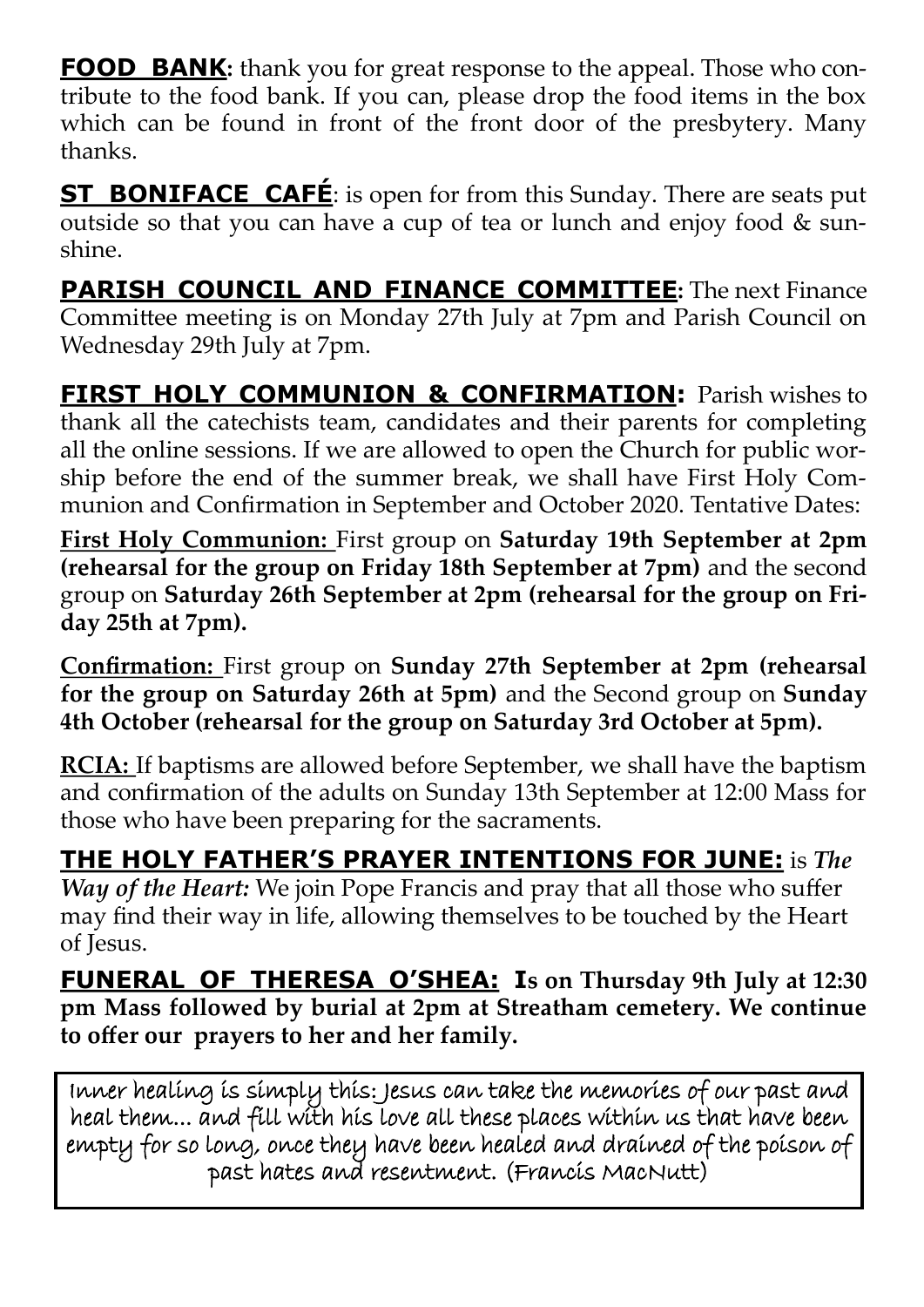**FOOD BANK:** thank you for great response to the appeal. Those who contribute to the food bank. If you can, please drop the food items in the box which can be found in front of the front door of the presbytery. Many thanks.

**ST BONIFACE CAFÉ**: is open for from this Sunday. There are seats put outside so that you can have a cup of tea or lunch and enjoy food & sunshine.

**PARISH COUNCIL AND FINANCE COMMITTEE:** The next Finance Committee meeting is on Monday 27th July at 7pm and Parish Council on Wednesday 29th July at 7pm.

**FIRST HOLY COMMUNION & CONFIRMATION:** Parish wishes to thank all the catechists team, candidates and their parents for completing all the online sessions. If we are allowed to open the Church for public worship before the end of the summer break, we shall have First Holy Communion and Confirmation in September and October 2020. Tentative Dates:

**First Holy Communion:** First group on **Saturday 19th September at 2pm (rehearsal for the group on Friday 18th September at 7pm)** and the second group on **Saturday 26th September at 2pm (rehearsal for the group on Friday 25th at 7pm).**

**Confirmation:** First group on **Sunday 27th September at 2pm (rehearsal for the group on Saturday 26th at 5pm)** and the Second group on **Sunday 4th October (rehearsal for the group on Saturday 3rd October at 5pm).**

**RCIA:** If baptisms are allowed before September, we shall have the baptism and confirmation of the adults on Sunday 13th September at 12:00 Mass for those who have been preparing for the sacraments.

**THE HOLY FATHER'S PRAYER INTENTIONS FOR JUNE:** is ***The Way of the Heart:*** We join Pope Francis and pray that all those who suffer may find their way in life, allowing themselves to be touched by the Heart of Jesus.

**FUNERAL OF THERESA O'SHEA: Is on Thursday 9th July at 12:30 pm Mass followed by burial at 2pm at Streatham cemetery. We continue to offer our prayers to her and her family.**

Inner healing is simply this: Jesus can take the memories of our past and heal them... and fill with his love all these places within us that have been empty for so long, once they have been healed and drained of the poison of past hates and resentment. (Francis MacNutt)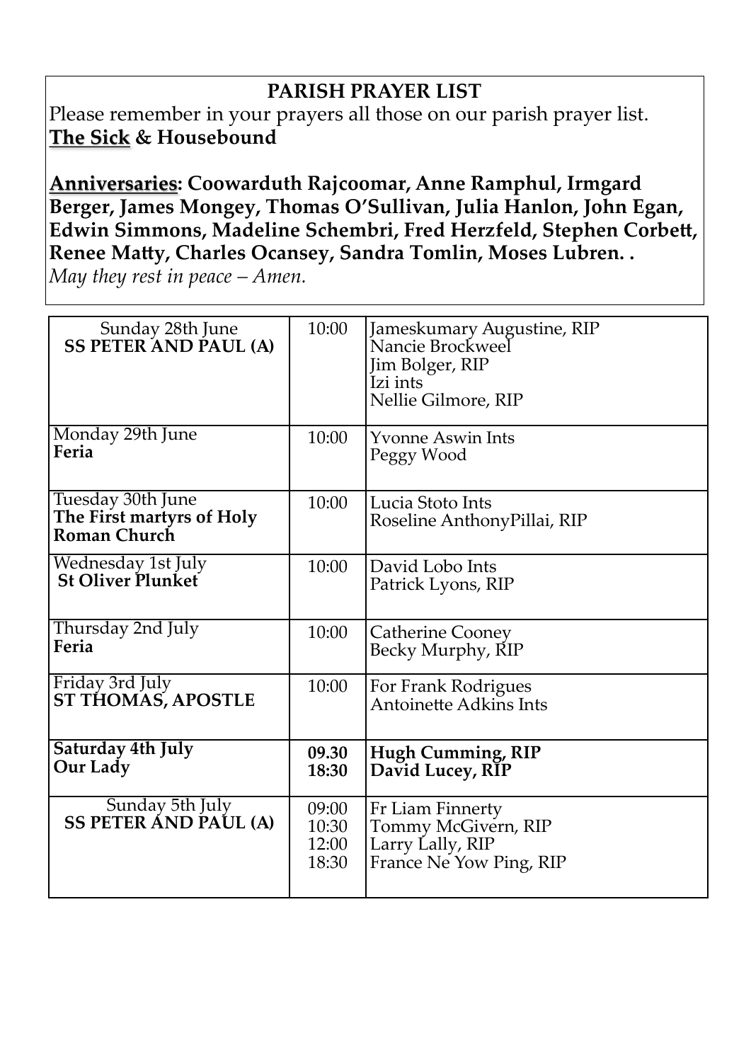**PARISH PRAYER LIST**

Please remember in your prayers all those on our parish prayer list.

**The Sick & Housebound**

**Anniversaries: Coowarduth Rajcoomar, Anne Ramphul, Irmgard Berger, James Mongey, Thomas O'Sullivan, Julia Hanlon, John Egan, Edwin Simmons, Madeline Schembri, Fred Herzfeld, Stephen Corbett, Renee Matty, Charles Ocansey, Sandra Tomlin, Moses Lubren. .**

*May they rest in peace – Amen.*

| | | |
|---|---|---|
| Sunday 28th June<br>**SS PETER AND PAUL (A)** | 10:00 | Jameskumary Augustine, RIP<br>Nancie Brockweel<br>Jim Bolger, RIP<br>Izi ints<br>Nellie Gilmore, RIP |
| Monday 29th June<br>**Feria** | 10:00 | Yvonne Aswin Ints<br>Peggy Wood |
| Tuesday 30th June<br>**The First martyrs of Holy Roman Church** | 10:00 | Lucia Stoto Ints<br>Roseline AnthonyPillai, RIP |
| Wednesday 1st July<br>**St Oliver Plunket** | 10:00 | David Lobo Ints<br>Patrick Lyons, RIP |
| Thursday 2nd July<br>**Feria** | 10:00 | Catherine Cooney<br>Becky Murphy, RIP |
| Friday 3rd July<br>**ST THOMAS, APOSTLE** | 10:00 | For Frank Rodrigues<br>Antoinette Adkins Ints |
| **Saturday 4th July**<br>**Our Lady** | **09.30**<br>**18:30** | **Hugh Cumming, RIP**<br>**David Lucey, RIP** |
| Sunday 5th July<br>**SS PETER AND PAUL (A)** | 09:00<br>10:30<br>12:00<br>18:30 | Fr Liam Finnerty<br>Tommy McGivern, RIP<br>Larry Lally, RIP<br>France Ne Yow Ping, RIP |